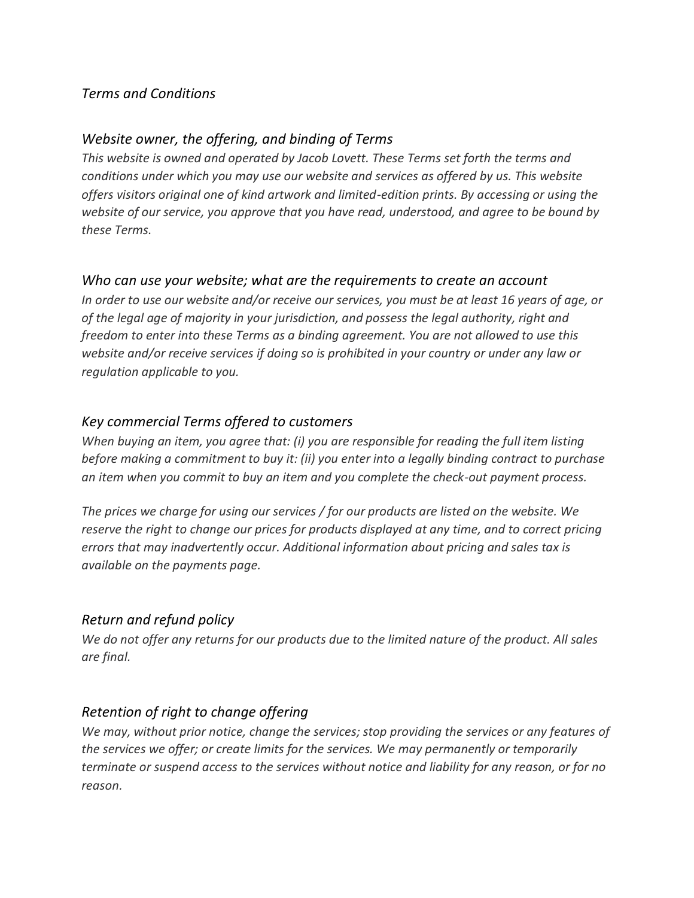# *Terms and Conditions*

## *Website owner, the offering, and binding of Terms*

*This website is owned and operated by Jacob Lovett. These Terms set forth the terms and conditions under which you may use our website and services as offered by us. This website offers visitors original one of kind artwork and limited-edition prints. By accessing or using the website of our service, you approve that you have read, understood, and agree to be bound by these Terms.*

## *Who can use your website; what are the requirements to create an account*

*In order to use our website and/or receive our services, you must be at least 16 years of age, or of the legal age of majority in your jurisdiction, and possess the legal authority, right and freedom to enter into these Terms as a binding agreement. You are not allowed to use this website and/or receive services if doing so is prohibited in your country or under any law or regulation applicable to you.*

## *Key commercial Terms offered to customers*

*When buying an item, you agree that: (i) you are responsible for reading the full item listing before making a commitment to buy it: (ii) you enter into a legally binding contract to purchase an item when you commit to buy an item and you complete the check-out payment process.*

*The prices we charge for using our services / for our products are listed on the website. We reserve the right to change our prices for products displayed at any time, and to correct pricing errors that may inadvertently occur. Additional information about pricing and sales tax is available on the payments page.*

## *Return and refund policy*

*We do not offer any returns for our products due to the limited nature of the product. All sales are final.*

## *Retention of right to change offering*

*We may, without prior notice, change the services; stop providing the services or any features of the services we offer; or create limits for the services. We may permanently or temporarily terminate or suspend access to the services without notice and liability for any reason, or for no reason.*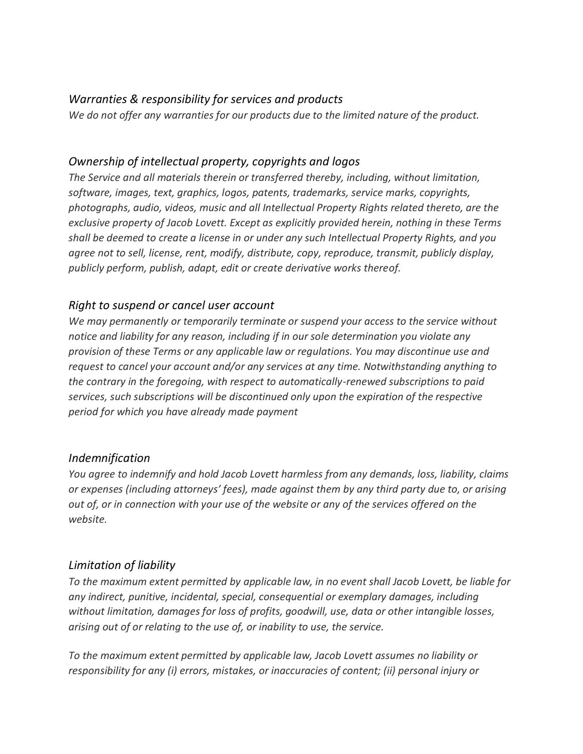### *Warranties & responsibility for services and products*

*We do not offer any warranties for our products due to the limited nature of the product.*

### *Ownership of intellectual property, copyrights and logos*

*The Service and all materials therein or transferred thereby, including, without limitation, software, images, text, graphics, logos, patents, trademarks, service marks, copyrights, photographs, audio, videos, music and all Intellectual Property Rights related thereto, are the exclusive property of Jacob Lovett. Except as explicitly provided herein, nothing in these Terms shall be deemed to create a license in or under any such Intellectual Property Rights, and you agree not to sell, license, rent, modify, distribute, copy, reproduce, transmit, publicly display, publicly perform, publish, adapt, edit or create derivative works thereof.*

### *Right to suspend or cancel user account*

*We may permanently or temporarily terminate or suspend your access to the service without notice and liability for any reason, including if in our sole determination you violate any provision of these Terms or any applicable law or regulations. You may discontinue use and request to cancel your account and/or any services at any time. Notwithstanding anything to the contrary in the foregoing, with respect to automatically-renewed subscriptions to paid services, such subscriptions will be discontinued only upon the expiration of the respective period for which you have already made payment*

### *Indemnification*

*You agree to indemnify and hold Jacob Lovett harmless from any demands, loss, liability, claims or expenses (including attorneys' fees), made against them by any third party due to, or arising out of, or in connection with your use of the website or any of the services offered on the website.*

### *Limitation of liability*

*To the maximum extent permitted by applicable law, in no event shall Jacob Lovett, be liable for any indirect, punitive, incidental, special, consequential or exemplary damages, including without limitation, damages for loss of profits, goodwill, use, data or other intangible losses, arising out of or relating to the use of, or inability to use, the service.*

*To the maximum extent permitted by applicable law, Jacob Lovett assumes no liability or responsibility for any (i) errors, mistakes, or inaccuracies of content; (ii) personal injury or*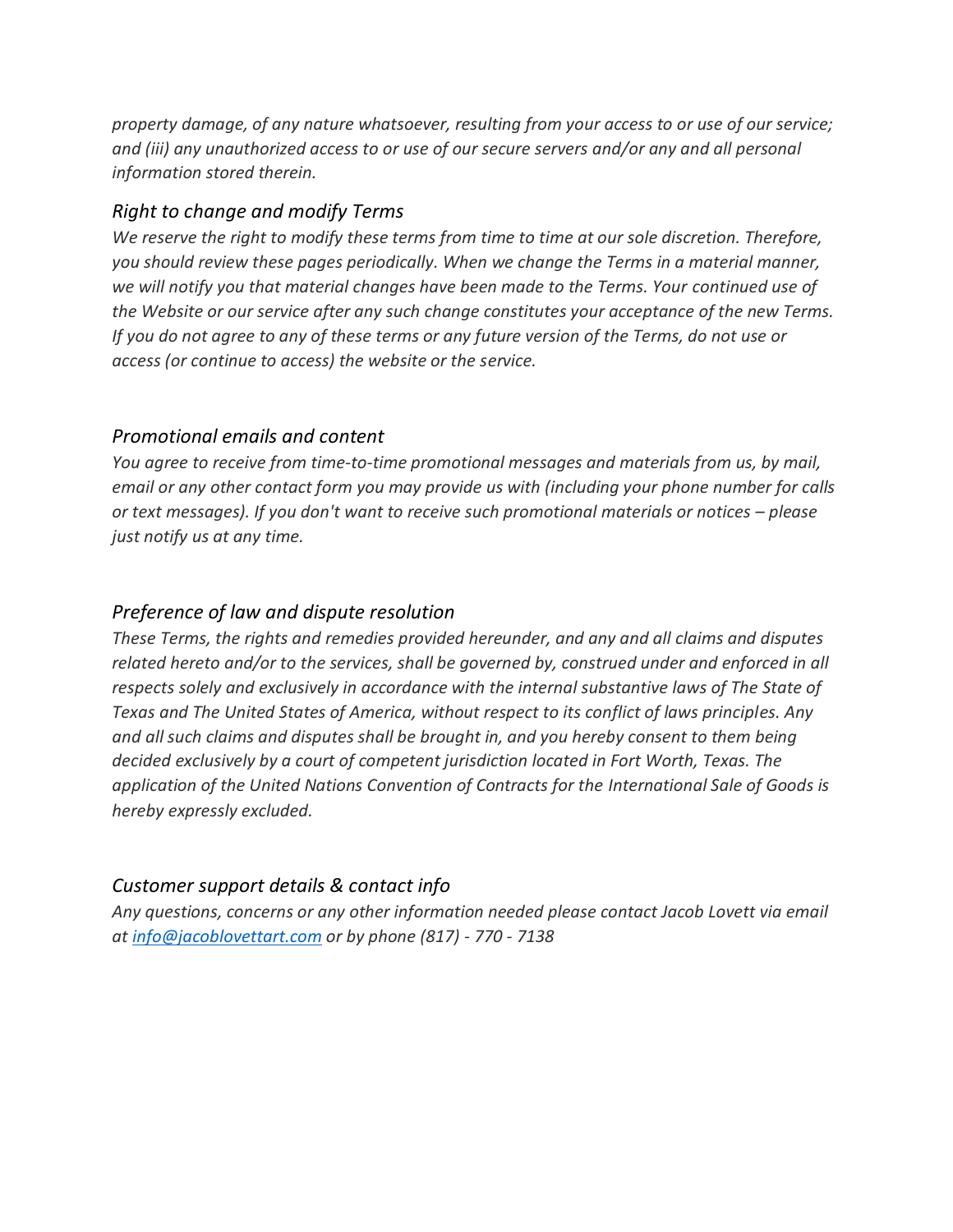*property damage, of any nature whatsoever, resulting from your access to or use of our service; and (iii) any unauthorized access to or use of our secure servers and/or any and all personal information stored therein.*

### *Right to change and modify Terms*

*We reserve the right to modify these terms from time to time at our sole discretion. Therefore, you should review these pages periodically. When we change the Terms in a material manner, we will notify you that material changes have been made to the Terms. Your continued use of the Website or our service after any such change constitutes your acceptance of the new Terms. If you do not agree to any of these terms or any future version of the Terms, do not use or access (or continue to access) the website or the service.*

### *Promotional emails and content*

*You agree to receive from time-to-time promotional messages and materials from us, by mail, email or any other contact form you may provide us with (including your phone number for calls or text messages). If you don't want to receive such promotional materials or notices – please just notify us at any time.*

### *Preference of law and dispute resolution*

*These Terms, the rights and remedies provided hereunder, and any and all claims and disputes related hereto and/or to the services, shall be governed by, construed under and enforced in all respects solely and exclusively in accordance with the internal substantive laws of The State of Texas and The United States of America, without respect to its conflict of laws principles. Any and all such claims and disputes shall be brought in, and you hereby consent to them being decided exclusively by a court of competent jurisdiction located in Fort Worth, Texas. The application of the United Nations Convention of Contracts for the International Sale of Goods is hereby expressly excluded.*

### *Customer support details & contact info*

*Any questions, concerns or any other information needed please contact Jacob Lovett via email at [info@jacoblovettart.com](mailto:info@jacoblovettart.com) or by phone (817) - 770 - 7138*